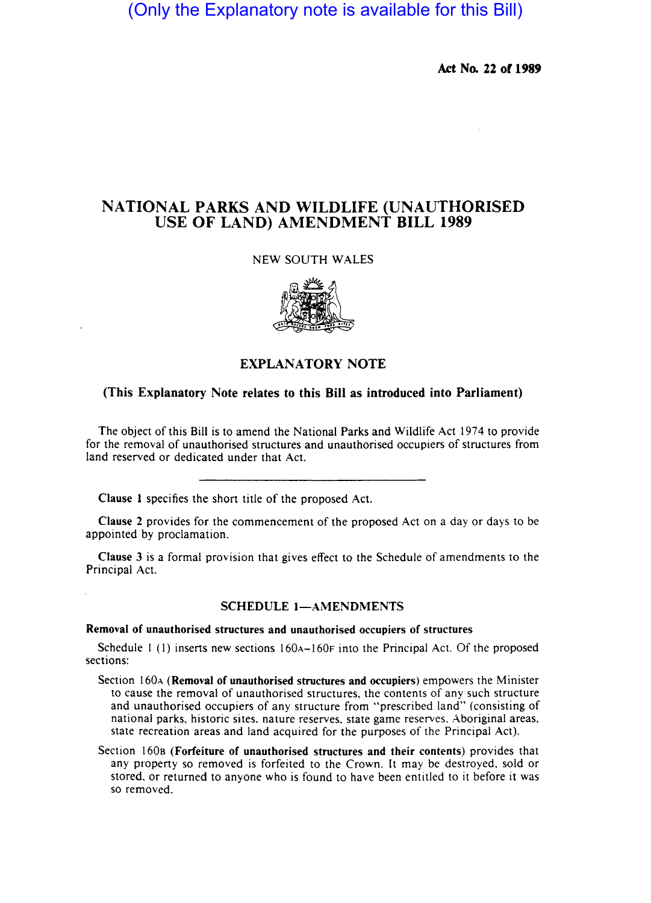(Only the Explanatory note is available for this Bill)

**Act No. 22 of 1989**

# NATIONAL PARKS AND WILDLIFE (UNAUTHORISED USE OF LAND) AMENDMENT BILL 1989

NEW SOUTH WALES

## EXPLANATORY NOTE

**(This Explanatory Note relates to this Bill as introduced into Parliament)**

The object of this Bill is to amend the National Parks and Wildlife Act 1974 to provide for the removal of unauthorised structures and unauthorised occupiers of structures from land reserved or dedicated under that Act.

---

**Clause 1** specifies the short title of the proposed Act.

**Clause 2** provides for the commencement of the proposed Act on a day or days to be appointed by proclamation.

**Clause 3** is a formal provision that gives effect to the Schedule of amendments to the Principal Act.

## SCHEDULE 1—AMENDMENTS

**Removal of unauthorised structures and unauthorised occupiers of structures**

Schedule 1 (1) inserts new sections 160A–160F into the Principal Act. Of the proposed sections:

Section 160A (**Removal of unauthorised structures and occupiers**) empowers the Minister to cause the removal of unauthorised structures, the contents of any such structure and unauthorised occupiers of any structure from "prescribed land" (consisting of national parks, historic sites, nature reserves, state game reserves, Aboriginal areas, state recreation areas and land acquired for the purposes of the Principal Act).

Section 160B (**Forfeiture of unauthorised structures and their contents**) provides that any property so removed is forfeited to the Crown. It may be destroyed, sold or stored, or returned to anyone who is found to have been entitled to it before it was so removed.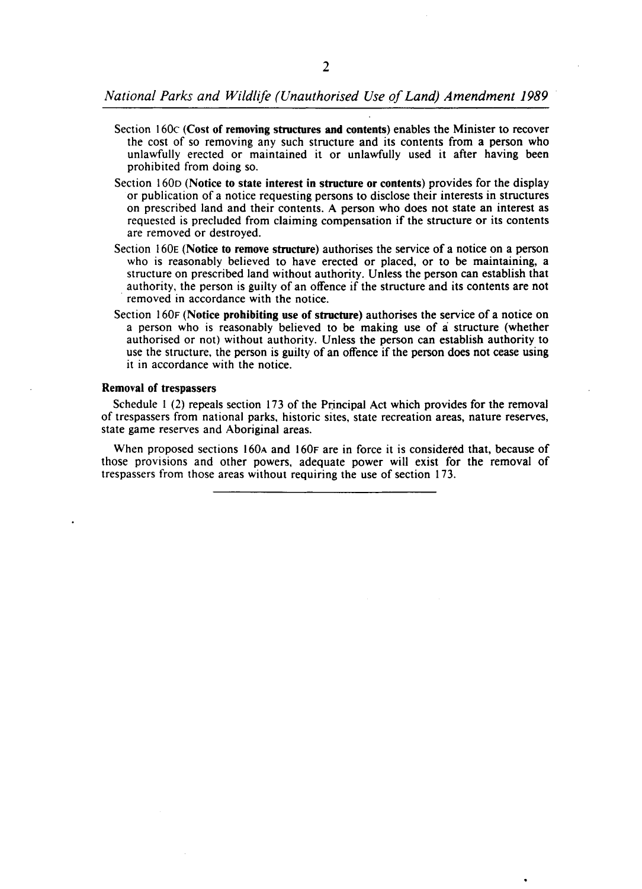Section 160C (**Cost of removing structures and contents**) enables the Minister to recover the cost of so removing any such structure and its contents from a person who unlawfully erected or maintained it or unlawfully used it after having been prohibited from doing so.

Section 160D (**Notice to state interest in structure or contents**) provides for the display or publication of a notice requesting persons to disclose their interests in structures on prescribed land and their contents. A person who does not state an interest as requested is precluded from claiming compensation if the structure or its contents are removed or destroyed.

Section 160E (**Notice to remove structure**) authorises the service of a notice on a person who is reasonably believed to have erected or placed, or to be maintaining, a structure on prescribed land without authority. Unless the person can establish that authority, the person is guilty of an offence if the structure and its contents are not removed in accordance with the notice.

Section 160F (**Notice prohibiting use of structure**) authorises the service of a notice on a person who is reasonably believed to be making use of a structure (whether authorised or not) without authority. Unless the person can establish authority to use the structure, the person is guilty of an offence if the person does not cease using it in accordance with the notice.

**Removal of trespassers**

Schedule 1 (2) repeals section 173 of the Principal Act which provides for the removal of trespassers from national parks, historic sites, state recreation areas, nature reserves, state game reserves and Aboriginal areas.

When proposed sections 160A and 160F are in force it is considered that, because of those provisions and other powers, adequate power will exist for the removal of trespassers from those areas without requiring the use of section 173.